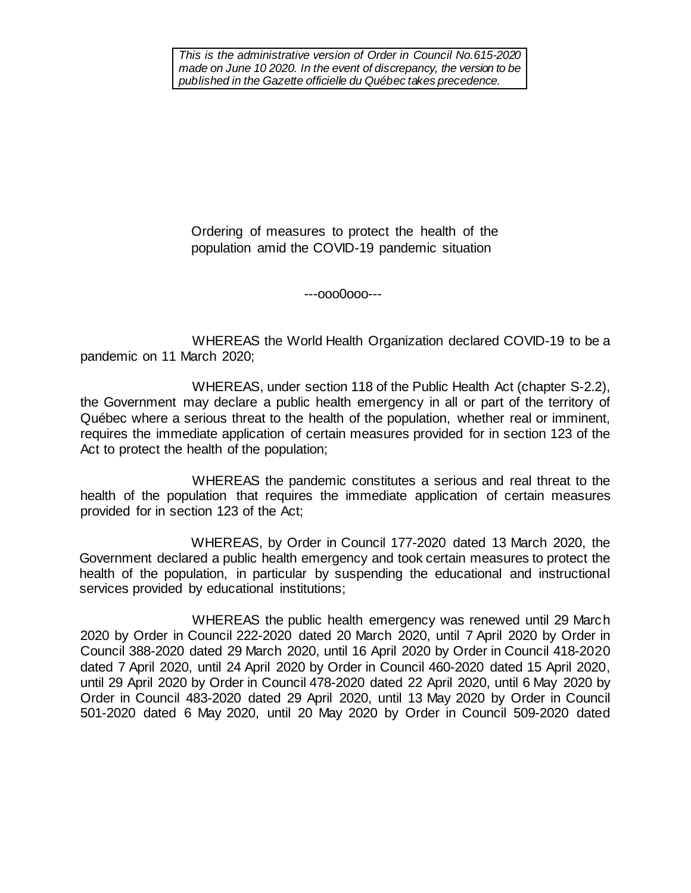*This is the administrative version of Order in Council No.615-2020 made on June 10 2020. In the event of discrepancy, the version to be published in the Gazette officielle du Québec takes precedence.*

Ordering of measures to protect the health of the population amid the COVID-19 pandemic situation

---ooo0ooo---

WHEREAS the World Health Organization declared COVID-19 to be a pandemic on 11 March 2020;

WHEREAS, under section 118 of the Public Health Act (chapter S-2.2), the Government may declare a public health emergency in all or part of the territory of Québec where a serious threat to the health of the population, whether real or imminent, requires the immediate application of certain measures provided for in section 123 of the Act to protect the health of the population;

WHEREAS the pandemic constitutes a serious and real threat to the health of the population that requires the immediate application of certain measures provided for in section 123 of the Act;

WHEREAS, by Order in Council 177-2020 dated 13 March 2020, the Government declared a public health emergency and took certain measures to protect the health of the population, in particular by suspending the educational and instructional services provided by educational institutions;

WHEREAS the public health emergency was renewed until 29 March 2020 by Order in Council 222-2020 dated 20 March 2020, until 7 April 2020 by Order in Council 388-2020 dated 29 March 2020, until 16 April 2020 by Order in Council 418-2020 dated 7 April 2020, until 24 April 2020 by Order in Council 460-2020 dated 15 April 2020, until 29 April 2020 by Order in Council 478-2020 dated 22 April 2020, until 6 May 2020 by Order in Council 483-2020 dated 29 April 2020, until 13 May 2020 by Order in Council 501-2020 dated 6 May 2020, until 20 May 2020 by Order in Council 509-2020 dated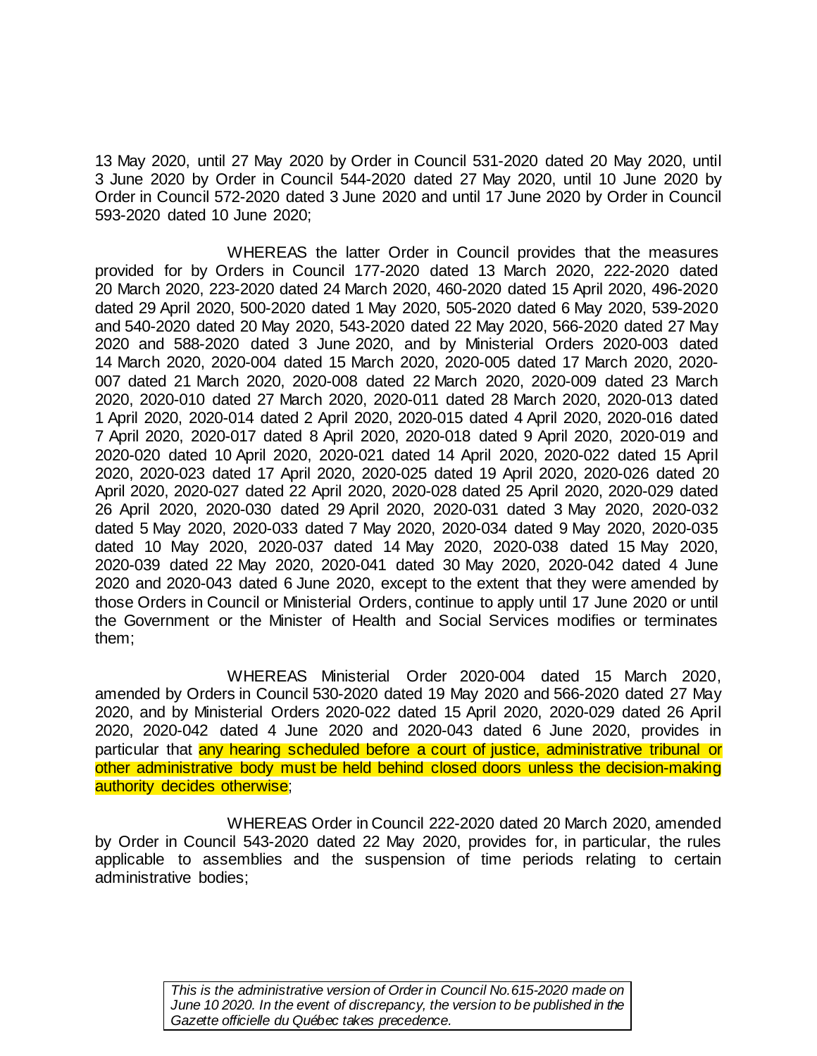13 May 2020, until 27 May 2020 by Order in Council 531-2020 dated 20 May 2020, until 3 June 2020 by Order in Council 544-2020 dated 27 May 2020, until 10 June 2020 by Order in Council 572-2020 dated 3 June 2020 and until 17 June 2020 by Order in Council 593-2020 dated 10 June 2020;

WHEREAS the latter Order in Council provides that the measures provided for by Orders in Council 177-2020 dated 13 March 2020, 222-2020 dated 20 March 2020, 223-2020 dated 24 March 2020, 460-2020 dated 15 April 2020, 496-2020 dated 29 April 2020, 500-2020 dated 1 May 2020, 505-2020 dated 6 May 2020, 539-2020 and 540-2020 dated 20 May 2020, 543-2020 dated 22 May 2020, 566-2020 dated 27 May 2020 and 588-2020 dated 3 June 2020, and by Ministerial Orders 2020-003 dated 14 March 2020, 2020-004 dated 15 March 2020, 2020-005 dated 17 March 2020, 2020-007 dated 21 March 2020, 2020-008 dated 22 March 2020, 2020-009 dated 23 March 2020, 2020-010 dated 27 March 2020, 2020-011 dated 28 March 2020, 2020-013 dated 1 April 2020, 2020-014 dated 2 April 2020, 2020-015 dated 4 April 2020, 2020-016 dated 7 April 2020, 2020-017 dated 8 April 2020, 2020-018 dated 9 April 2020, 2020-019 and 2020-020 dated 10 April 2020, 2020-021 dated 14 April 2020, 2020-022 dated 15 April 2020, 2020-023 dated 17 April 2020, 2020-025 dated 19 April 2020, 2020-026 dated 20 April 2020, 2020-027 dated 22 April 2020, 2020-028 dated 25 April 2020, 2020-029 dated 26 April 2020, 2020-030 dated 29 April 2020, 2020-031 dated 3 May 2020, 2020-032 dated 5 May 2020, 2020-033 dated 7 May 2020, 2020-034 dated 9 May 2020, 2020-035 dated 10 May 2020, 2020-037 dated 14 May 2020, 2020-038 dated 15 May 2020, 2020-039 dated 22 May 2020, 2020-041 dated 30 May 2020, 2020-042 dated 4 June 2020 and 2020-043 dated 6 June 2020, except to the extent that they were amended by those Orders in Council or Ministerial Orders, continue to apply until 17 June 2020 or until the Government or the Minister of Health and Social Services modifies or terminates them;

WHEREAS Ministerial Order 2020-004 dated 15 March 2020, amended by Orders in Council 530-2020 dated 19 May 2020 and 566-2020 dated 27 May 2020, and by Ministerial Orders 2020-022 dated 15 April 2020, 2020-029 dated 26 April 2020, 2020-042 dated 4 June 2020 and 2020-043 dated 6 June 2020, provides in particular that any hearing scheduled before a court of justice, administrative tribunal or other administrative body must be held behind closed doors unless the decision-making authority decides otherwise;

WHEREAS Order in Council 222-2020 dated 20 March 2020, amended by Order in Council 543-2020 dated 22 May 2020, provides for, in particular, the rules applicable to assemblies and the suspension of time periods relating to certain administrative bodies;

*This is the administrative version of Order in Council No. 615-2020 made on June 10 2020. In the event of discrepancy, the version to be published in the Gazette officielle du Québec takes precedence.*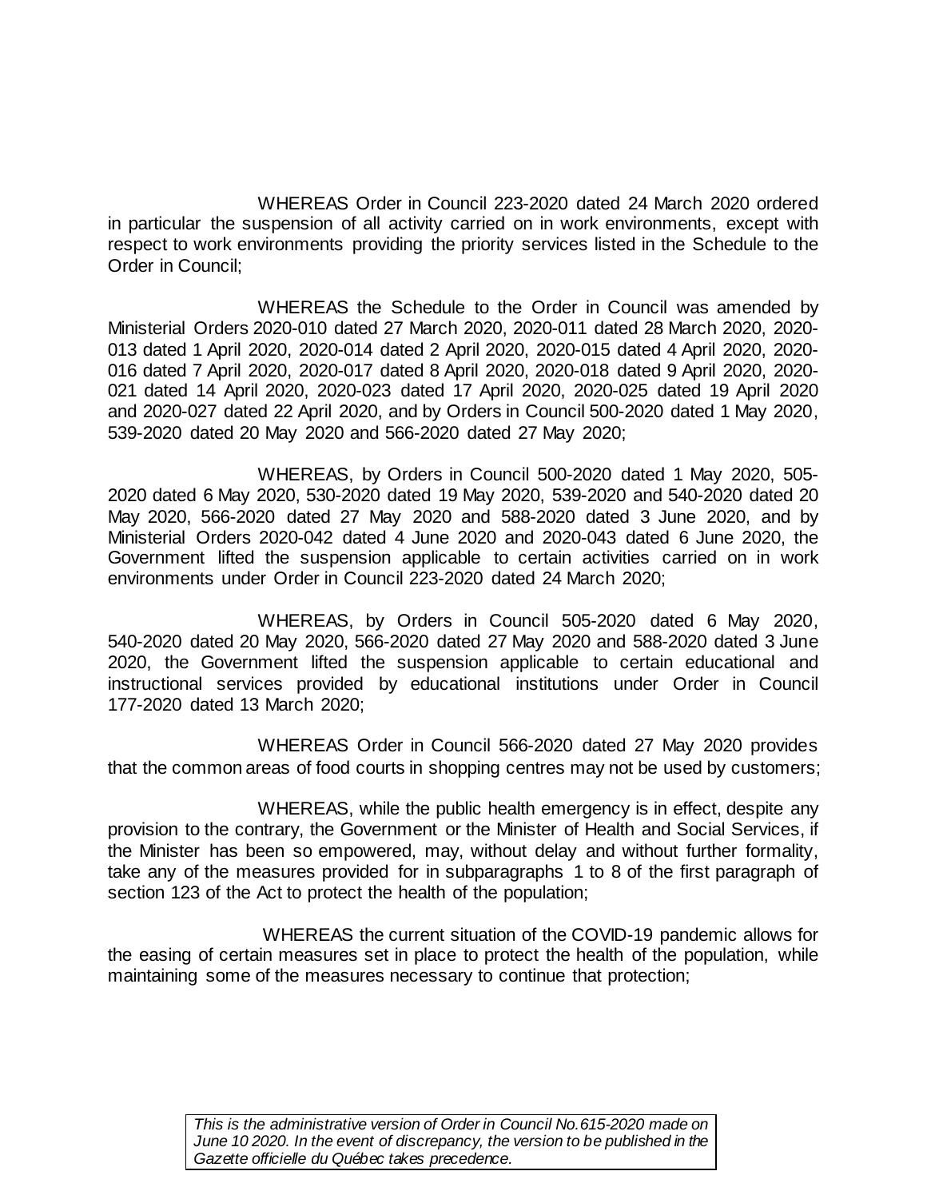WHEREAS Order in Council 223-2020 dated 24 March 2020 ordered in particular the suspension of all activity carried on in work environments, except with respect to work environments providing the priority services listed in the Schedule to the Order in Council;

WHEREAS the Schedule to the Order in Council was amended by Ministerial Orders 2020-010 dated 27 March 2020, 2020-011 dated 28 March 2020, 2020-013 dated 1 April 2020, 2020-014 dated 2 April 2020, 2020-015 dated 4 April 2020, 2020-016 dated 7 April 2020, 2020-017 dated 8 April 2020, 2020-018 dated 9 April 2020, 2020-021 dated 14 April 2020, 2020-023 dated 17 April 2020, 2020-025 dated 19 April 2020 and 2020-027 dated 22 April 2020, and by Orders in Council 500-2020 dated 1 May 2020, 539-2020 dated 20 May 2020 and 566-2020 dated 27 May 2020;

WHEREAS, by Orders in Council 500-2020 dated 1 May 2020, 505-2020 dated 6 May 2020, 530-2020 dated 19 May 2020, 539-2020 and 540-2020 dated 20 May 2020, 566-2020 dated 27 May 2020 and 588-2020 dated 3 June 2020, and by Ministerial Orders 2020-042 dated 4 June 2020 and 2020-043 dated 6 June 2020, the Government lifted the suspension applicable to certain activities carried on in work environments under Order in Council 223-2020 dated 24 March 2020;

WHEREAS, by Orders in Council 505-2020 dated 6 May 2020, 540-2020 dated 20 May 2020, 566-2020 dated 27 May 2020 and 588-2020 dated 3 June 2020, the Government lifted the suspension applicable to certain educational and instructional services provided by educational institutions under Order in Council 177-2020 dated 13 March 2020;

WHEREAS Order in Council 566-2020 dated 27 May 2020 provides that the common areas of food courts in shopping centres may not be used by customers;

WHEREAS, while the public health emergency is in effect, despite any provision to the contrary, the Government or the Minister of Health and Social Services, if the Minister has been so empowered, may, without delay and without further formality, take any of the measures provided for in subparagraphs 1 to 8 of the first paragraph of section 123 of the Act to protect the health of the population;

WHEREAS the current situation of the COVID-19 pandemic allows for the easing of certain measures set in place to protect the health of the population, while maintaining some of the measures necessary to continue that protection;

*This is the administrative version of Order in Council No.615-2020 made on June 10 2020. In the event of discrepancy, the version to be published in the Gazette officielle du Québec takes precedence.*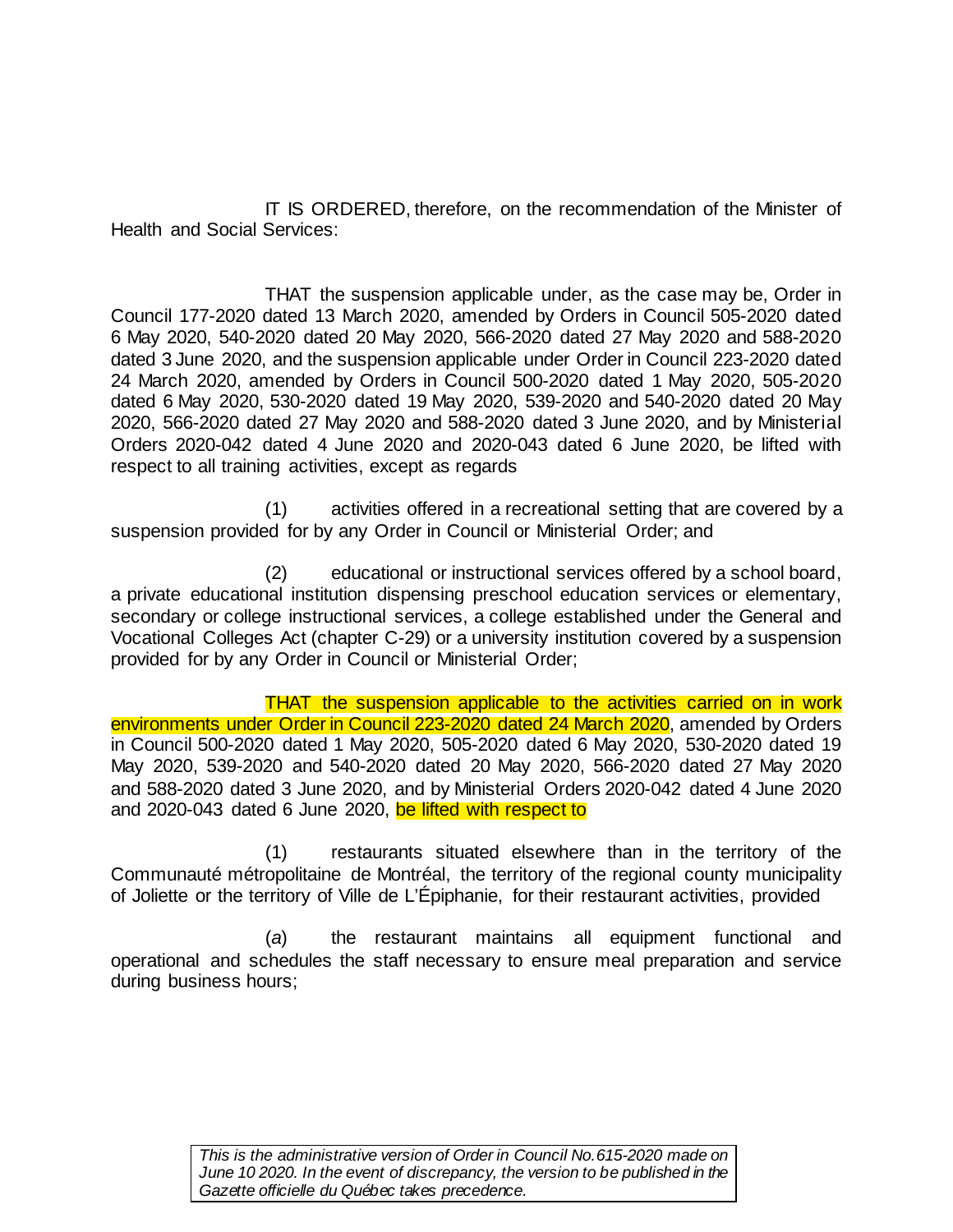IT IS ORDERED, therefore, on the recommendation of the Minister of Health and Social Services:

THAT the suspension applicable under, as the case may be, Order in Council 177-2020 dated 13 March 2020, amended by Orders in Council 505-2020 dated 6 May 2020, 540-2020 dated 20 May 2020, 566-2020 dated 27 May 2020 and 588-2020 dated 3 June 2020, and the suspension applicable under Order in Council 223-2020 dated 24 March 2020, amended by Orders in Council 500-2020 dated 1 May 2020, 505-2020 dated 6 May 2020, 530-2020 dated 19 May 2020, 539-2020 and 540-2020 dated 20 May 2020, 566-2020 dated 27 May 2020 and 588-2020 dated 3 June 2020, and by Ministerial Orders 2020-042 dated 4 June 2020 and 2020-043 dated 6 June 2020, be lifted with respect to all training activities, except as regards

(1) activities offered in a recreational setting that are covered by a suspension provided for by any Order in Council or Ministerial Order; and

(2) educational or instructional services offered by a school board, a private educational institution dispensing preschool education services or elementary, secondary or college instructional services, a college established under the General and Vocational Colleges Act (chapter C-29) or a university institution covered by a suspension provided for by any Order in Council or Ministerial Order;

THAT the suspension applicable to the activities carried on in work environments under Order in Council 223-2020 dated 24 March 2020, amended by Orders in Council 500-2020 dated 1 May 2020, 505-2020 dated 6 May 2020, 530-2020 dated 19 May 2020, 539-2020 and 540-2020 dated 20 May 2020, 566-2020 dated 27 May 2020 and 588-2020 dated 3 June 2020, and by Ministerial Orders 2020-042 dated 4 June 2020 and 2020-043 dated 6 June 2020, be lifted with respect to

(1) restaurants situated elsewhere than in the territory of the Communauté métropolitaine de Montréal, the territory of the regional county municipality of Joliette or the territory of Ville de L'Épiphanie, for their restaurant activities, provided

(*a*) the restaurant maintains all equipment functional and operational and schedules the staff necessary to ensure meal preparation and service during business hours;

*This is the administrative version of Order in Council No. 615-2020 made on June 10 2020. In the event of discrepancy, the version to be published in the Gazette officielle du Québec takes precedence.*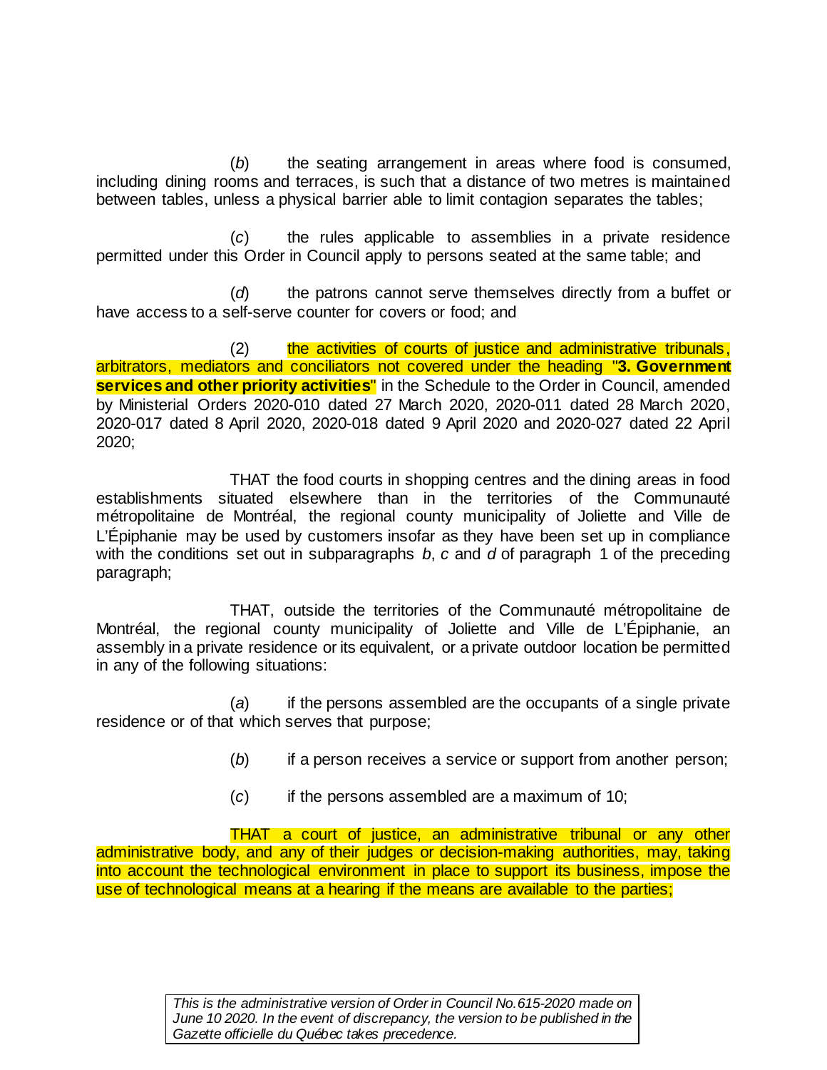(*b*) the seating arrangement in areas where food is consumed, including dining rooms and terraces, is such that a distance of two metres is maintained between tables, unless a physical barrier able to limit contagion separates the tables;

(*c*) the rules applicable to assemblies in a private residence permitted under this Order in Council apply to persons seated at the same table; and

(*d*) the patrons cannot serve themselves directly from a buffet or have access to a self-serve counter for covers or food; and

(2) the activities of courts of justice and administrative tribunals, arbitrators, mediators and conciliators not covered under the heading "**3. Government services and other priority activities**" in the Schedule to the Order in Council, amended by Ministerial Orders 2020-010 dated 27 March 2020, 2020-011 dated 28 March 2020, 2020-017 dated 8 April 2020, 2020-018 dated 9 April 2020 and 2020-027 dated 22 April 2020;

THAT the food courts in shopping centres and the dining areas in food establishments situated elsewhere than in the territories of the Communauté métropolitaine de Montréal, the regional county municipality of Joliette and Ville de L'Épiphanie may be used by customers insofar as they have been set up in compliance with the conditions set out in subparagraphs *b*, *c* and *d* of paragraph 1 of the preceding paragraph;

THAT, outside the territories of the Communauté métropolitaine de Montréal, the regional county municipality of Joliette and Ville de L'Épiphanie, an assembly in a private residence or its equivalent, or a private outdoor location be permitted in any of the following situations:

(*a*) if the persons assembled are the occupants of a single private residence or of that which serves that purpose;

(*b*) if a person receives a service or support from another person;

(*c*) if the persons assembled are a maximum of 10;

THAT a court of justice, an administrative tribunal or any other administrative body, and any of their judges or decision-making authorities, may, taking into account the technological environment in place to support its business, impose the use of technological means at a hearing if the means are available to the parties;

*This is the administrative version of Order in Council No.615-2020 made on June 10 2020. In the event of discrepancy, the version to be published in the Gazette officielle du Québec takes precedence.*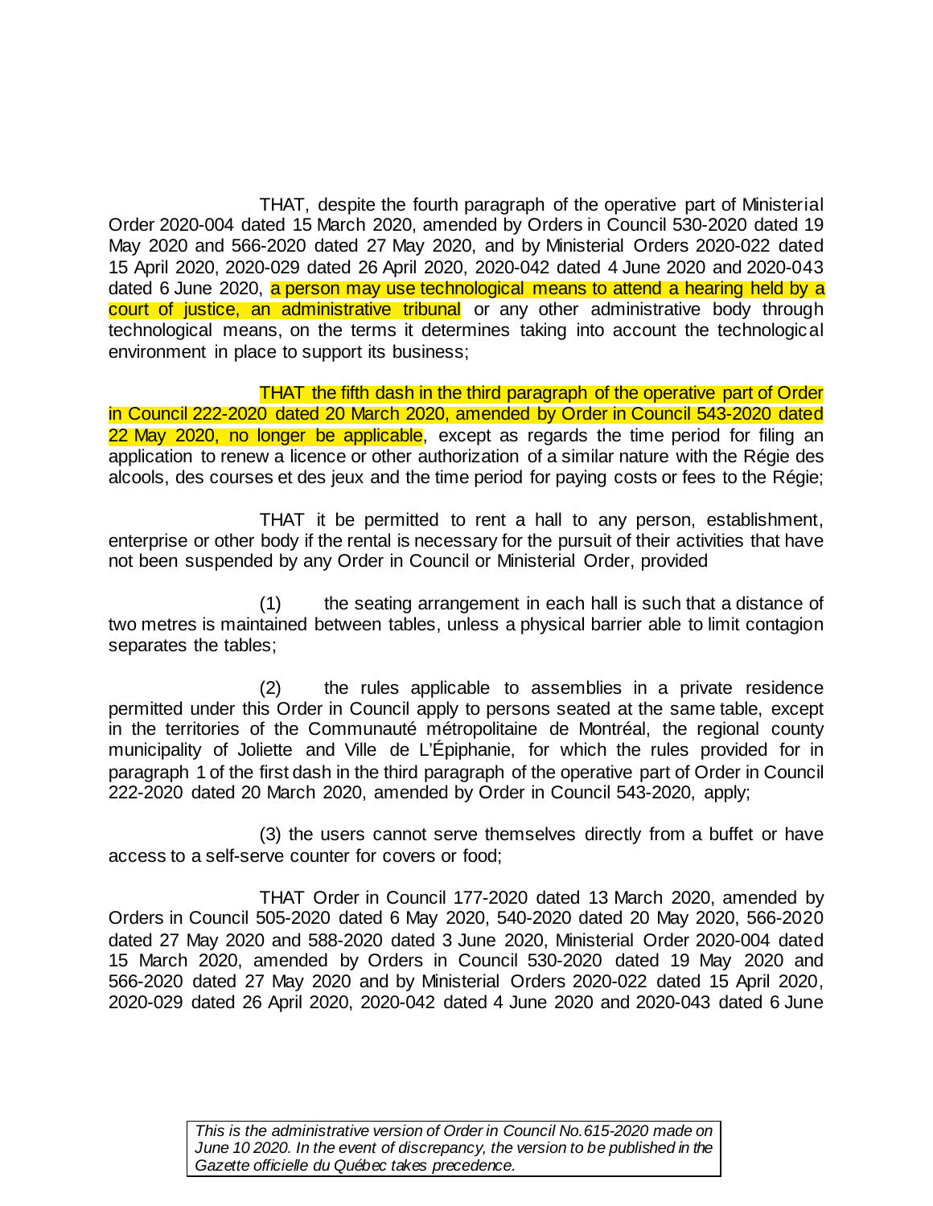THAT, despite the fourth paragraph of the operative part of Ministerial Order 2020-004 dated 15 March 2020, amended by Orders in Council 530-2020 dated 19 May 2020 and 566-2020 dated 27 May 2020, and by Ministerial Orders 2020-022 dated 15 April 2020, 2020-029 dated 26 April 2020, 2020-042 dated 4 June 2020 and 2020-043 dated 6 June 2020, a person may use technological means to attend a hearing held by a court of justice, an administrative tribunal or any other administrative body through technological means, on the terms it determines taking into account the technological environment in place to support its business;

THAT the fifth dash in the third paragraph of the operative part of Order in Council 222-2020 dated 20 March 2020, amended by Order in Council 543-2020 dated 22 May 2020, no longer be applicable, except as regards the time period for filing an application to renew a licence or other authorization of a similar nature with the Régie des alcools, des courses et des jeux and the time period for paying costs or fees to the Régie;

THAT it be permitted to rent a hall to any person, establishment, enterprise or other body if the rental is necessary for the pursuit of their activities that have not been suspended by any Order in Council or Ministerial Order, provided

(1) the seating arrangement in each hall is such that a distance of two metres is maintained between tables, unless a physical barrier able to limit contagion separates the tables;

(2) the rules applicable to assemblies in a private residence permitted under this Order in Council apply to persons seated at the same table, except in the territories of the Communauté métropolitaine de Montréal, the regional county municipality of Joliette and Ville de L'Épiphanie, for which the rules provided for in paragraph 1 of the first dash in the third paragraph of the operative part of Order in Council 222-2020 dated 20 March 2020, amended by Order in Council 543-2020, apply;

(3) the users cannot serve themselves directly from a buffet or have access to a self-serve counter for covers or food;

THAT Order in Council 177-2020 dated 13 March 2020, amended by Orders in Council 505-2020 dated 6 May 2020, 540-2020 dated 20 May 2020, 566-2020 dated 27 May 2020 and 588-2020 dated 3 June 2020, Ministerial Order 2020-004 dated 15 March 2020, amended by Orders in Council 530-2020 dated 19 May 2020 and 566-2020 dated 27 May 2020 and by Ministerial Orders 2020-022 dated 15 April 2020, 2020-029 dated 26 April 2020, 2020-042 dated 4 June 2020 and 2020-043 dated 6 June

*This is the administrative version of Order in Council No. 615-2020 made on June 10 2020. In the event of discrepancy, the version to be published in the Gazette officielle du Québec takes precedence.*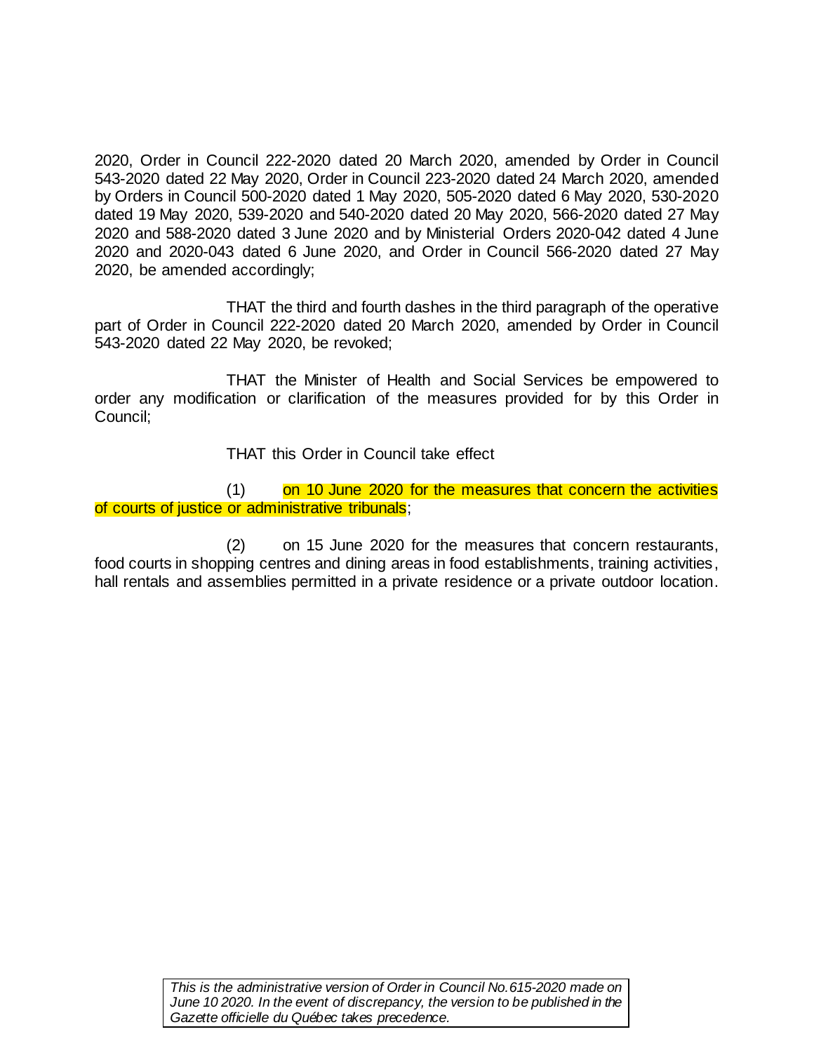2020, Order in Council 222-2020 dated 20 March 2020, amended by Order in Council 543-2020 dated 22 May 2020, Order in Council 223-2020 dated 24 March 2020, amended by Orders in Council 500-2020 dated 1 May 2020, 505-2020 dated 6 May 2020, 530-2020 dated 19 May 2020, 539-2020 and 540-2020 dated 20 May 2020, 566-2020 dated 27 May 2020 and 588-2020 dated 3 June 2020 and by Ministerial Orders 2020-042 dated 4 June 2020 and 2020-043 dated 6 June 2020, and Order in Council 566-2020 dated 27 May 2020, be amended accordingly;

THAT the third and fourth dashes in the third paragraph of the operative part of Order in Council 222-2020 dated 20 March 2020, amended by Order in Council 543-2020 dated 22 May 2020, be revoked;

THAT the Minister of Health and Social Services be empowered to order any modification or clarification of the measures provided for by this Order in Council;

THAT this Order in Council take effect

(1) on 10 June 2020 for the measures that concern the activities of courts of justice or administrative tribunals;

(2) on 15 June 2020 for the measures that concern restaurants, food courts in shopping centres and dining areas in food establishments, training activities, hall rentals and assemblies permitted in a private residence or a private outdoor location.

*This is the administrative version of Order in Council No.615-2020 made on June 10 2020. In the event of discrepancy, the version to be published in the Gazette officielle du Québec takes precedence.*